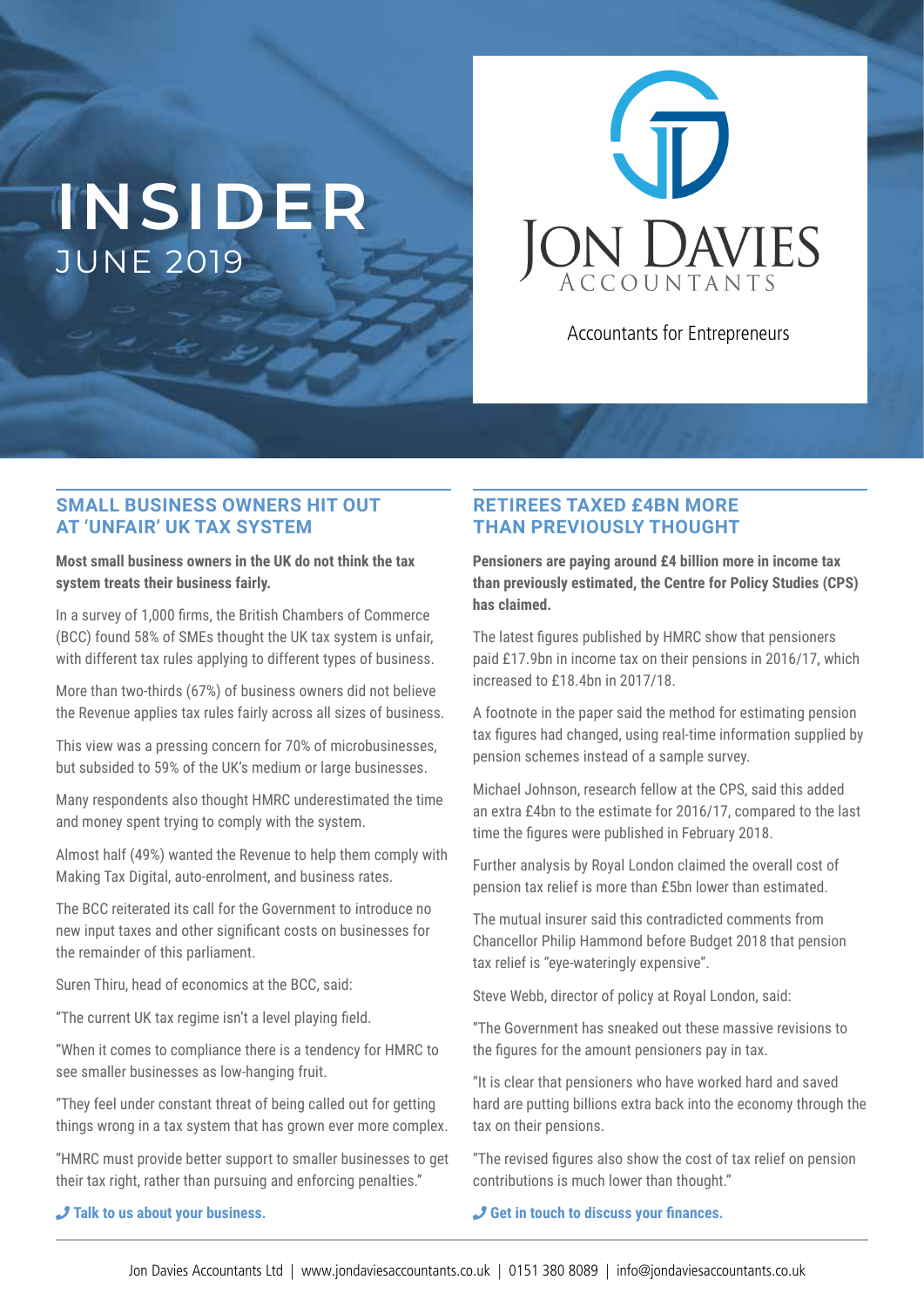# INSIDER

JUNE 2019

JON DAVIES ACCOUNTANTS

Accountants for Entrepreneurs

## SMALL BUSINESS OWNERS HIT OUT AT 'UNFAIR' UK TAX SYSTEM

**Most small business owners in the UK do not think the tax system treats their business fairly.**

In a survey of 1,000 firms, the British Chambers of Commerce (BCC) found 58% of SMEs thought the UK tax system is unfair, with different tax rules applying to different types of business.

More than two-thirds (67%) of business owners did not believe the Revenue applies tax rules fairly across all sizes of business.

This view was a pressing concern for 70% of microbusinesses, but subsided to 59% of the UK's medium or large businesses.

Many respondents also thought HMRC underestimated the time and money spent trying to comply with the system.

Almost half (49%) wanted the Revenue to help them comply with Making Tax Digital, auto-enrolment, and business rates.

The BCC reiterated its call for the Government to introduce no new input taxes and other significant costs on businesses for the remainder of this parliament.

Suren Thiru, head of economics at the BCC, said:

"The current UK tax regime isn't a level playing field.

"When it comes to compliance there is a tendency for HMRC to see smaller businesses as low-hanging fruit.

"They feel under constant threat of being called out for getting things wrong in a tax system that has grown ever more complex.

"HMRC must provide better support to smaller businesses to get their tax right, rather than pursuing and enforcing penalties."

**Talk to us about your business.**

## RETIREES TAXED £4BN MORE THAN PREVIOUSLY THOUGHT

**Pensioners are paying around £4 billion more in income tax than previously estimated, the Centre for Policy Studies (CPS) has claimed.**

The latest figures published by HMRC show that pensioners paid £17.9bn in income tax on their pensions in 2016/17, which increased to £18.4bn in 2017/18.

A footnote in the paper said the method for estimating pension tax figures had changed, using real-time information supplied by pension schemes instead of a sample survey.

Michael Johnson, research fellow at the CPS, said this added an extra £4bn to the estimate for 2016/17, compared to the last time the figures were published in February 2018.

Further analysis by Royal London claimed the overall cost of pension tax relief is more than £5bn lower than estimated.

The mutual insurer said this contradicted comments from Chancellor Philip Hammond before Budget 2018 that pension tax relief is "eye-wateringly expensive".

Steve Webb, director of policy at Royal London, said:

"The Government has sneaked out these massive revisions to the figures for the amount pensioners pay in tax.

"It is clear that pensioners who have worked hard and saved hard are putting billions extra back into the economy through the tax on their pensions.

"The revised figures also show the cost of tax relief on pension contributions is much lower than thought."

**Get in touch to discuss your finances.**

Jon Davies Accountants Ltd | www.jondaviesaccountants.co.uk | 0151 380 8089 | info@jondaviesaccountants.co.uk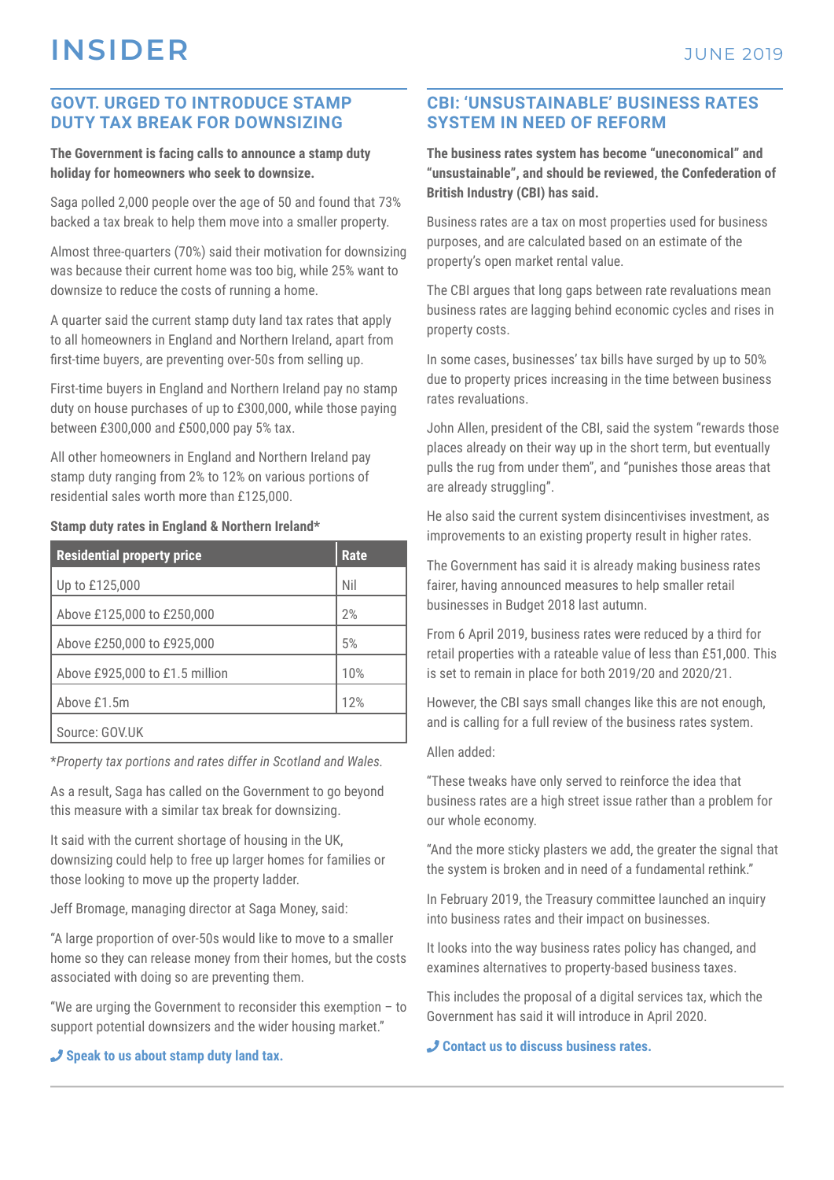## GOVT. URGED TO INTRODUCE STAMP DUTY TAX BREAK FOR DOWNSIZING

**The Government is facing calls to announce a stamp duty holiday for homeowners who seek to downsize.**

Saga polled 2,000 people over the age of 50 and found that 73% backed a tax break to help them move into a smaller property.

Almost three-quarters (70%) said their motivation for downsizing was because their current home was too big, while 25% want to downsize to reduce the costs of running a home.

A quarter said the current stamp duty land tax rates that apply to all homeowners in England and Northern Ireland, apart from first-time buyers, are preventing over-50s from selling up.

First-time buyers in England and Northern Ireland pay no stamp duty on house purchases of up to £300,000, while those paying between £300,000 and £500,000 pay 5% tax.

All other homeowners in England and Northern Ireland pay stamp duty ranging from 2% to 12% on various portions of residential sales worth more than £125,000.

**Stamp duty rates in England & Northern Ireland***

| Residential property price | Rate |
|---|---|
| Up to £125,000 | Nil |
| Above £125,000 to £250,000 | 2% |
| Above £250,000 to £925,000 | 5% |
| Above £925,000 to £1.5 million | 10% |
| Above £1.5m | 12% |
| Source: GOV.UK | |

**Property tax portions and rates differ in Scotland and Wales.*

As a result, Saga has called on the Government to go beyond this measure with a similar tax break for downsizing.

It said with the current shortage of housing in the UK, downsizing could help to free up larger homes for families or those looking to move up the property ladder.

Jeff Bromage, managing director at Saga Money, said:

"A large proportion of over-50s would like to move to a smaller home so they can release money from their homes, but the costs associated with doing so are preventing them.

"We are urging the Government to reconsider this exemption – to support potential downsizers and the wider housing market."

**Speak to us about stamp duty land tax.**

## CBI: 'UNSUSTAINABLE' BUSINESS RATES SYSTEM IN NEED OF REFORM

**The business rates system has become "uneconomical" and "unsustainable", and should be reviewed, the Confederation of British Industry (CBI) has said.**

Business rates are a tax on most properties used for business purposes, and are calculated based on an estimate of the property's open market rental value.

The CBI argues that long gaps between rate revaluations mean business rates are lagging behind economic cycles and rises in property costs.

In some cases, businesses' tax bills have surged by up to 50% due to property prices increasing in the time between business rates revaluations.

John Allen, president of the CBI, said the system "rewards those places already on their way up in the short term, but eventually pulls the rug from under them", and "punishes those areas that are already struggling".

He also said the current system disincentivises investment, as improvements to an existing property result in higher rates.

The Government has said it is already making business rates fairer, having announced measures to help smaller retail businesses in Budget 2018 last autumn.

From 6 April 2019, business rates were reduced by a third for retail properties with a rateable value of less than £51,000. This is set to remain in place for both 2019/20 and 2020/21.

However, the CBI says small changes like this are not enough, and is calling for a full review of the business rates system.

Allen added:

"These tweaks have only served to reinforce the idea that business rates are a high street issue rather than a problem for our whole economy.

"And the more sticky plasters we add, the greater the signal that the system is broken and in need of a fundamental rethink."

In February 2019, the Treasury committee launched an inquiry into business rates and their impact on businesses.

It looks into the way business rates policy has changed, and examines alternatives to property-based business taxes.

This includes the proposal of a digital services tax, which the Government has said it will introduce in April 2020.

**Contact us to discuss business rates.**